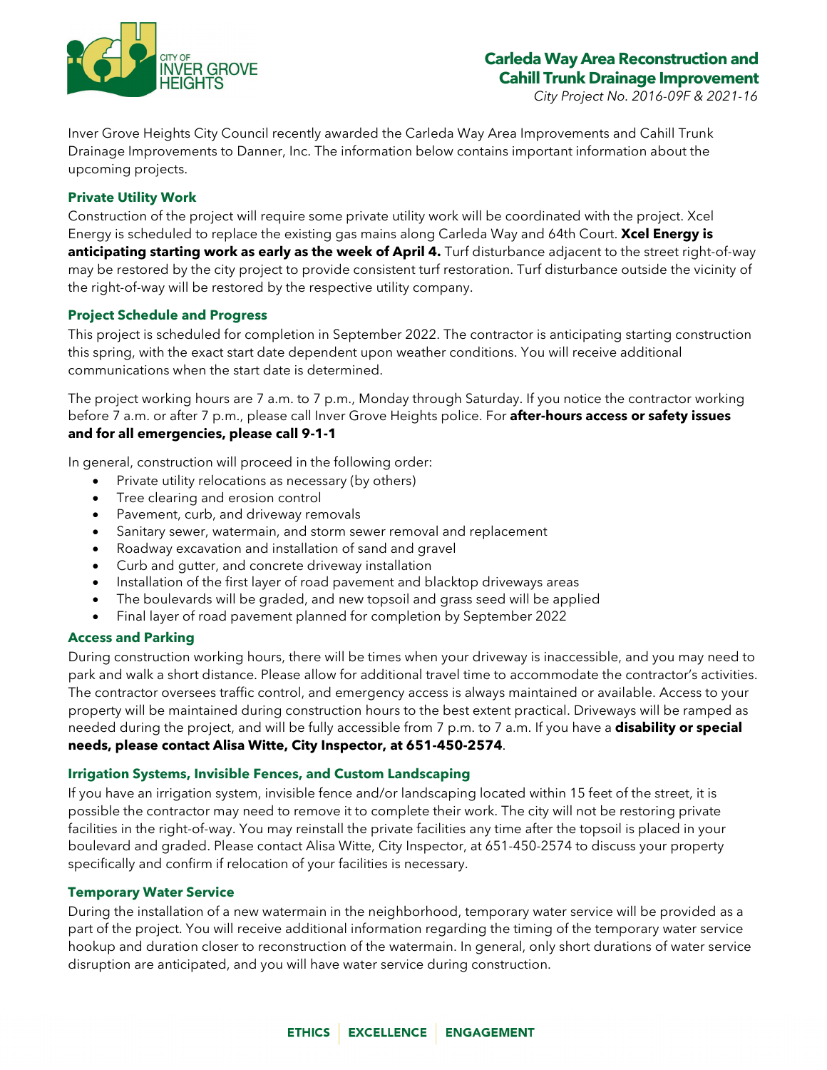CITY OF INVER GROVE HEIGHTS

# Carleda Way Area Reconstruction and Cahill Trunk Drainage Improvement

*City Project No. 2016-09F & 2021-16*

Inver Grove Heights City Council recently awarded the Carleda Way Area Improvements and Cahill Trunk Drainage Improvements to Danner, Inc. The information below contains important information about the upcoming projects.

### Private Utility Work

Construction of the project will require some private utility work will be coordinated with the project. Xcel Energy is scheduled to replace the existing gas mains along Carleda Way and 64th Court. **Xcel Energy is anticipating starting work as early as the week of April 4.** Turf disturbance adjacent to the street right-of-way may be restored by the city project to provide consistent turf restoration. Turf disturbance outside the vicinity of the right-of-way will be restored by the respective utility company.

### Project Schedule and Progress

This project is scheduled for completion in September 2022. The contractor is anticipating starting construction this spring, with the exact start date dependent upon weather conditions. You will receive additional communications when the start date is determined.

The project working hours are 7 a.m. to 7 p.m., Monday through Saturday. If you notice the contractor working before 7 a.m. or after 7 p.m., please call Inver Grove Heights police. For **after-hours access or safety issues and for all emergencies, please call 9-1-1**

In general, construction will proceed in the following order:

- Private utility relocations as necessary (by others)
- Tree clearing and erosion control
- Pavement, curb, and driveway removals
- Sanitary sewer, watermain, and storm sewer removal and replacement
- Roadway excavation and installation of sand and gravel
- Curb and gutter, and concrete driveway installation
- Installation of the first layer of road pavement and blacktop driveways areas
- The boulevards will be graded, and new topsoil and grass seed will be applied
- Final layer of road pavement planned for completion by September 2022

### Access and Parking

During construction working hours, there will be times when your driveway is inaccessible, and you may need to park and walk a short distance. Please allow for additional travel time to accommodate the contractor's activities. The contractor oversees traffic control, and emergency access is always maintained or available. Access to your property will be maintained during construction hours to the best extent practical. Driveways will be ramped as needed during the project, and will be fully accessible from 7 p.m. to 7 a.m. If you have a **disability or special needs, please contact Alisa Witte, City Inspector, at 651-450-2574**.

### Irrigation Systems, Invisible Fences, and Custom Landscaping

If you have an irrigation system, invisible fence and/or landscaping located within 15 feet of the street, it is possible the contractor may need to remove it to complete their work. The city will not be restoring private facilities in the right-of-way. You may reinstall the private facilities any time after the topsoil is placed in your boulevard and graded. Please contact Alisa Witte, City Inspector, at 651-450-2574 to discuss your property specifically and confirm if relocation of your facilities is necessary.

### Temporary Water Service

During the installation of a new watermain in the neighborhood, temporary water service will be provided as a part of the project. You will receive additional information regarding the timing of the temporary water service hookup and duration closer to reconstruction of the watermain. In general, only short durations of water service disruption are anticipated, and you will have water service during construction.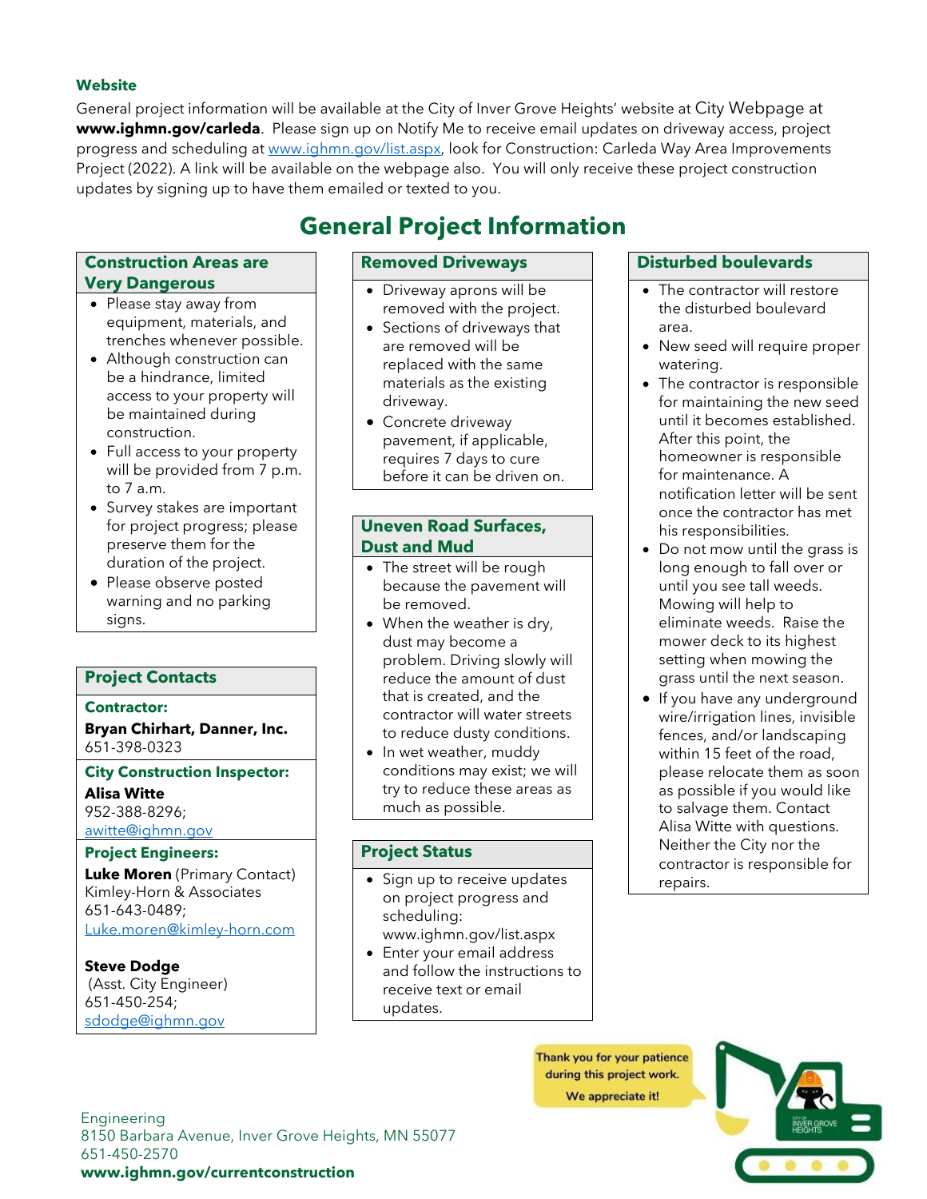### Website

General project information will be available at the City of Inver Grove Heights' website at City Webpage at **www.ighmn.gov/carleda**. Please sign up on Notify Me to receive email updates on driveway access, project progress and scheduling at www.ighmn.gov/list.aspx, look for Construction: Carleda Way Area Improvements Project (2022). A link will be available on the webpage also. You will only receive these project construction updates by signing up to have them emailed or texted to you.

## General Project Information

### Construction Areas are Very Dangerous

- Please stay away from equipment, materials, and trenches whenever possible.
- Although construction can be a hindrance, limited access to your property will be maintained during construction.
- Full access to your property will be provided from 7 p.m. to 7 a.m.
- Survey stakes are important for project progress; please preserve them for the duration of the project.
- Please observe posted warning and no parking signs.

### Project Contacts

**Contractor:**

**Bryan Chirhart, Danner, Inc.**
651-398-0323

**City Construction Inspector:**

**Alisa Witte**
952-388-8296;
awitte@ighmn.gov

**Project Engineers:**

**Luke Moren** (Primary Contact)
Kimley-Horn & Associates
651-643-0489;
Luke.moren@kimley-horn.com

**Steve Dodge**
(Asst. City Engineer)
651-450-254;
sdodge@ighmn.gov

### Removed Driveways

- Driveway aprons will be removed with the project.
- Sections of driveways that are removed will be replaced with the same materials as the existing driveway.
- Concrete driveway pavement, if applicable, requires 7 days to cure before it can be driven on.

### Uneven Road Surfaces, Dust and Mud

- The street will be rough because the pavement will be removed.
- When the weather is dry, dust may become a problem. Driving slowly will reduce the amount of dust that is created, and the contractor will water streets to reduce dusty conditions.
- In wet weather, muddy conditions may exist; we will try to reduce these areas as much as possible.

### Project Status

- Sign up to receive updates on project progress and scheduling: www.ighmn.gov/list.aspx
- Enter your email address and follow the instructions to receive text or email updates.

### Disturbed boulevards

- The contractor will restore the disturbed boulevard area.
- New seed will require proper watering.
- The contractor is responsible for maintaining the new seed until it becomes established. After this point, the homeowner is responsible for maintenance. A notification letter will be sent once the contractor has met his responsibilities.
- Do not mow until the grass is long enough to fall over or until you see tall weeds. Mowing will help to eliminate weeds. Raise the mower deck to its highest setting when mowing the grass until the next season.
- If you have any underground wire/irrigation lines, invisible fences, and/or landscaping within 15 feet of the road, please relocate them as soon as possible if you would like to salvage them. Contact Alisa Witte with questions. Neither the City nor the contractor is responsible for repairs.

Thank you for your patience during this project work.
We appreciate it!

Engineering
8150 Barbara Avenue, Inver Grove Heights, MN 55077
651-450-2570
**www.ighmn.gov/currentconstruction**